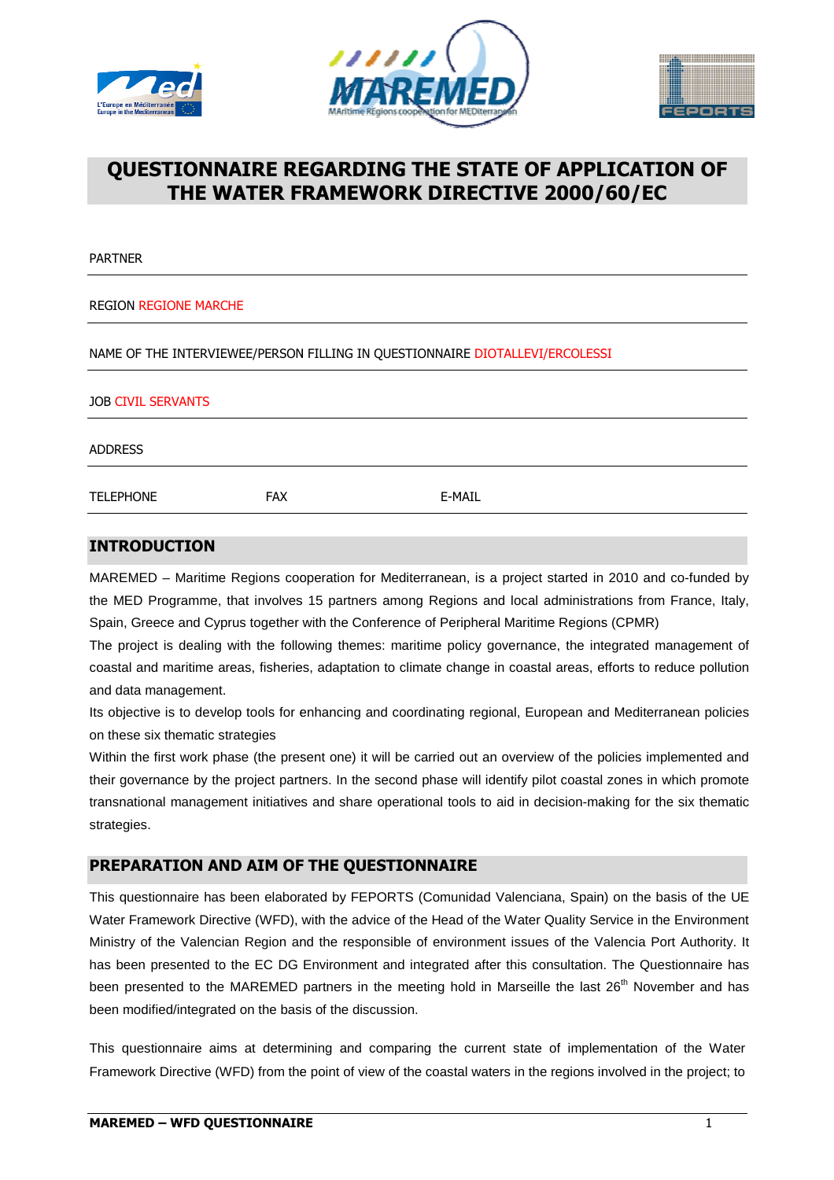# QUESTIONNAIRE REGARDING THE STATE OF APPLICATION OF THE WATER FRAMEWORK DIRECTIVE 2000/60/EC

PARTNER

REGION REGIONE MARCHE

NAME OF THE INTERVIEWEE/PERSON FILLING IN QUESTIONNAIRE DIOTALLEVI/ERCOLESSI

JOB CIVIL SERVANTS

ADDRESS

TELEPHONE FAX E-MAIL

## INTRODUCTION

MAREMED – Maritime Regions cooperation for Mediterranean, is a project started in 2010 and co-funded by the MED Programme, that involves 15 partners among Regions and local administrations from France, Italy, Spain, Greece and Cyprus together with the Conference of Peripheral Maritime Regions (CPMR)

The project is dealing with the following themes: maritime policy governance, the integrated management of coastal and maritime areas, fisheries, adaptation to climate change in coastal areas, efforts to reduce pollution and data management.

Its objective is to develop tools for enhancing and coordinating regional, European and Mediterranean policies on these six thematic strategies

Within the first work phase (the present one) it will be carried out an overview of the policies implemented and their governance by the project partners. In the second phase will identify pilot coastal zones in which promote transnational management initiatives and share operational tools to aid in decision-making for the six thematic strategies.

## PREPARATION AND AIM OF THE QUESTIONNAIRE

This questionnaire has been elaborated by FEPORTS (Comunidad Valenciana, Spain) on the basis of the UE Water Framework Directive (WFD), with the advice of the Head of the Water Quality Service in the Environment Ministry of the Valencian Region and the responsible of environment issues of the Valencia Port Authority. It has been presented to the EC DG Environment and integrated after this consultation. The Questionnaire has been presented to the MAREMED partners in the meeting hold in Marseille the last 26th November and has been modified/integrated on the basis of the discussion.

This questionnaire aims at determining and comparing the current state of implementation of the Water Framework Directive (WFD) from the point of view of the coastal waters in the regions involved in the project; to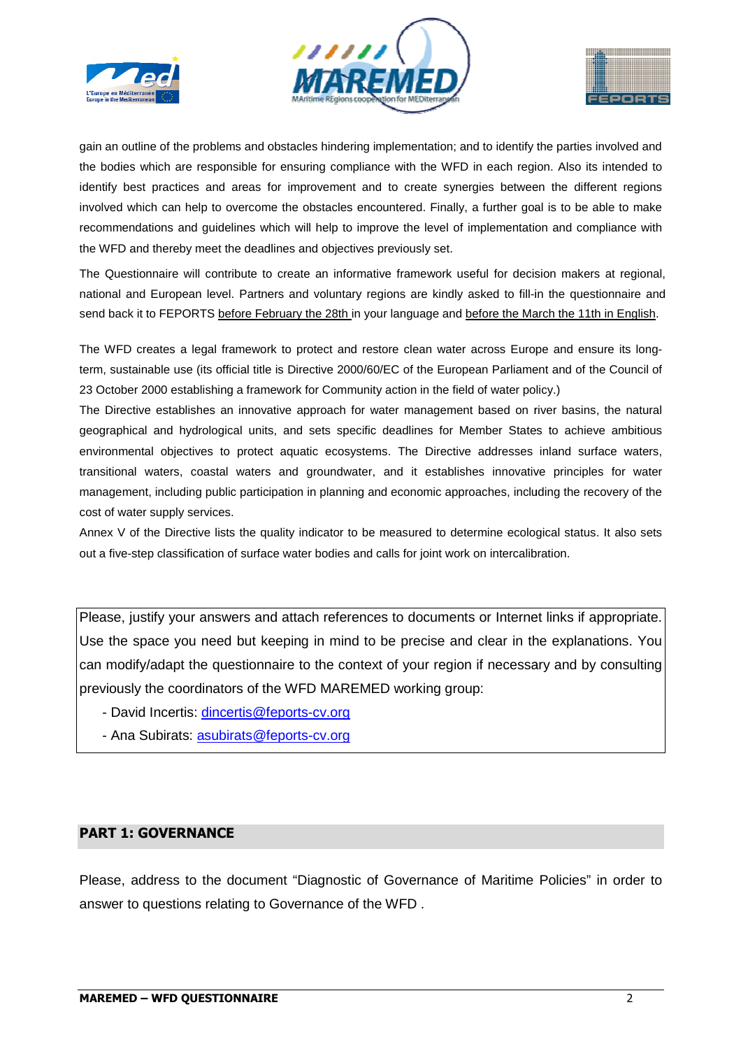gain an outline of the problems and obstacles hindering implementation; and to identify the parties involved and the bodies which are responsible for ensuring compliance with the WFD in each region. Also its intended to identify best practices and areas for improvement and to create synergies between the different regions involved which can help to overcome the obstacles encountered. Finally, a further goal is to be able to make recommendations and guidelines which will help to improve the level of implementation and compliance with the WFD and thereby meet the deadlines and objectives previously set.

The Questionnaire will contribute to create an informative framework useful for decision makers at regional, national and European level. Partners and voluntary regions are kindly asked to fill-in the questionnaire and send back it to FEPORTS before February the 28th in your language and before the March the 11th in English.

The WFD creates a legal framework to protect and restore clean water across Europe and ensure its long-term, sustainable use (its official title is Directive 2000/60/EC of the European Parliament and of the Council of 23 October 2000 establishing a framework for Community action in the field of water policy.)

The Directive establishes an innovative approach for water management based on river basins, the natural geographical and hydrological units, and sets specific deadlines for Member States to achieve ambitious environmental objectives to protect aquatic ecosystems. The Directive addresses inland surface waters, transitional waters, coastal waters and groundwater, and it establishes innovative principles for water management, including public participation in planning and economic approaches, including the recovery of the cost of water supply services.

Annex V of the Directive lists the quality indicator to be measured to determine ecological status. It also sets out a five-step classification of surface water bodies and calls for joint work on intercalibration.

Please, justify your answers and attach references to documents or Internet links if appropriate. Use the space you need but keeping in mind to be precise and clear in the explanations. You can modify/adapt the questionnaire to the context of your region if necessary and by consulting previously the coordinators of the WFD MAREMED working group:

- David Incertis: dincertis@feports-cv.org
- Ana Subirats: asubirats@feports-cv.org

## PART 1: GOVERNANCE

Please, address to the document "Diagnostic of Governance of Maritime Policies" in order to answer to questions relating to Governance of the WFD .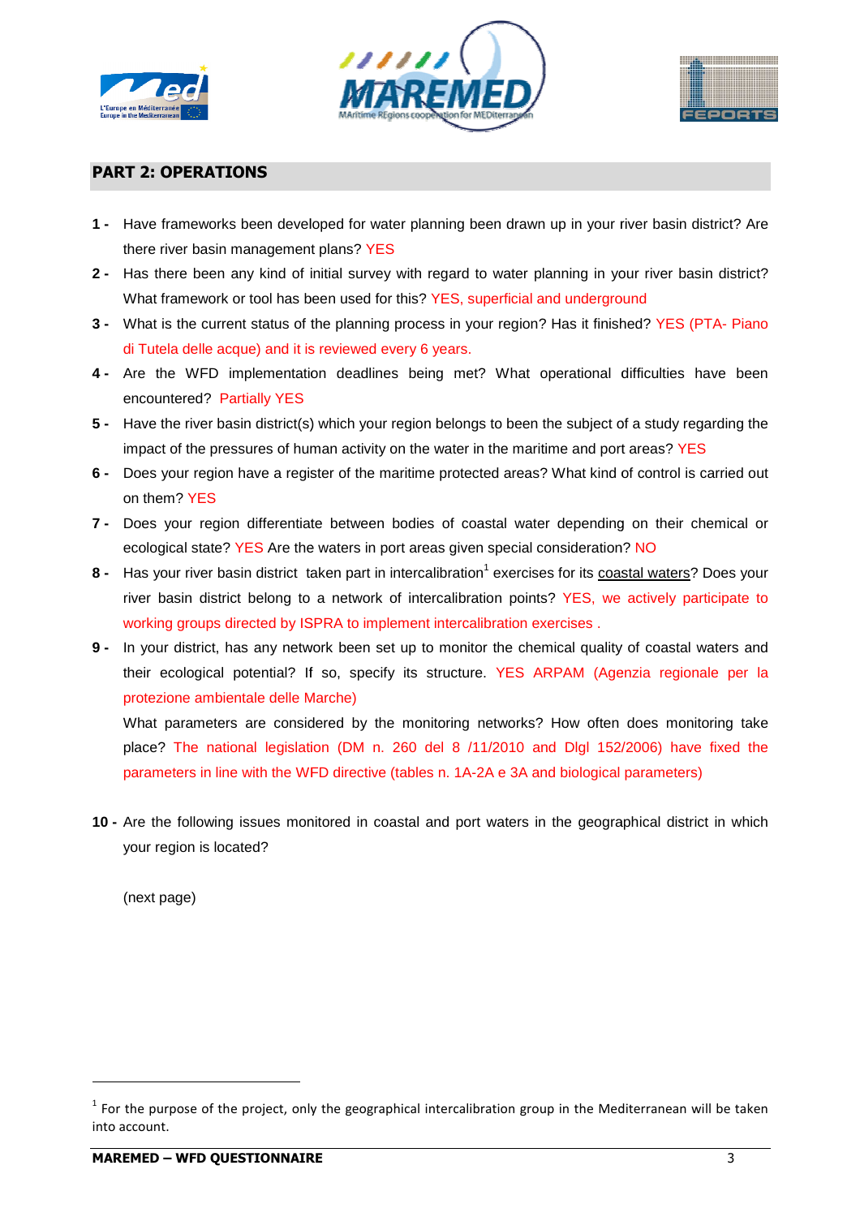## PART 2: OPERATIONS

1 - Have frameworks been developed for water planning been drawn up in your river basin district? Are there river basin management plans? YES

2 - Has there been any kind of initial survey with regard to water planning in your river basin district? What framework or tool has been used for this? YES, superficial and underground

3 - What is the current status of the planning process in your region? Has it finished? YES (PTA- Piano di Tutela delle acque) and it is reviewed every 6 years.

4 - Are the WFD implementation deadlines being met? What operational difficulties have been encountered? Partially YES

5 - Have the river basin district(s) which your region belongs to been the subject of a study regarding the impact of the pressures of human activity on the water in the maritime and port areas? YES

6 - Does your region have a register of the maritime protected areas? What kind of control is carried out on them? YES

7 - Does your region differentiate between bodies of coastal water depending on their chemical or ecological state? YES Are the waters in port areas given special consideration? NO

8 - Has your river basin district taken part in intercalibration[1] exercises for its coastal waters? Does your river basin district belong to a network of intercalibration points? YES, we actively participate to working groups directed by ISPRA to implement intercalibration exercises .

9 - In your district, has any network been set up to monitor the chemical quality of coastal waters and their ecological potential? If so, specify its structure. YES ARPAM (Agenzia regionale per la protezione ambientale delle Marche)

What parameters are considered by the monitoring networks? How often does monitoring take place? The national legislation (DM n. 260 del 8 /11/2010 and Dlgl 152/2006) have fixed the parameters in line with the WFD directive (tables n. 1A-2A e 3A and biological parameters)

10 - Are the following issues monitored in coastal and port waters in the geographical district in which your region is located?

(next page)

[1] For the purpose of the project, only the geographical intercalibration group in the Mediterranean will be taken into account.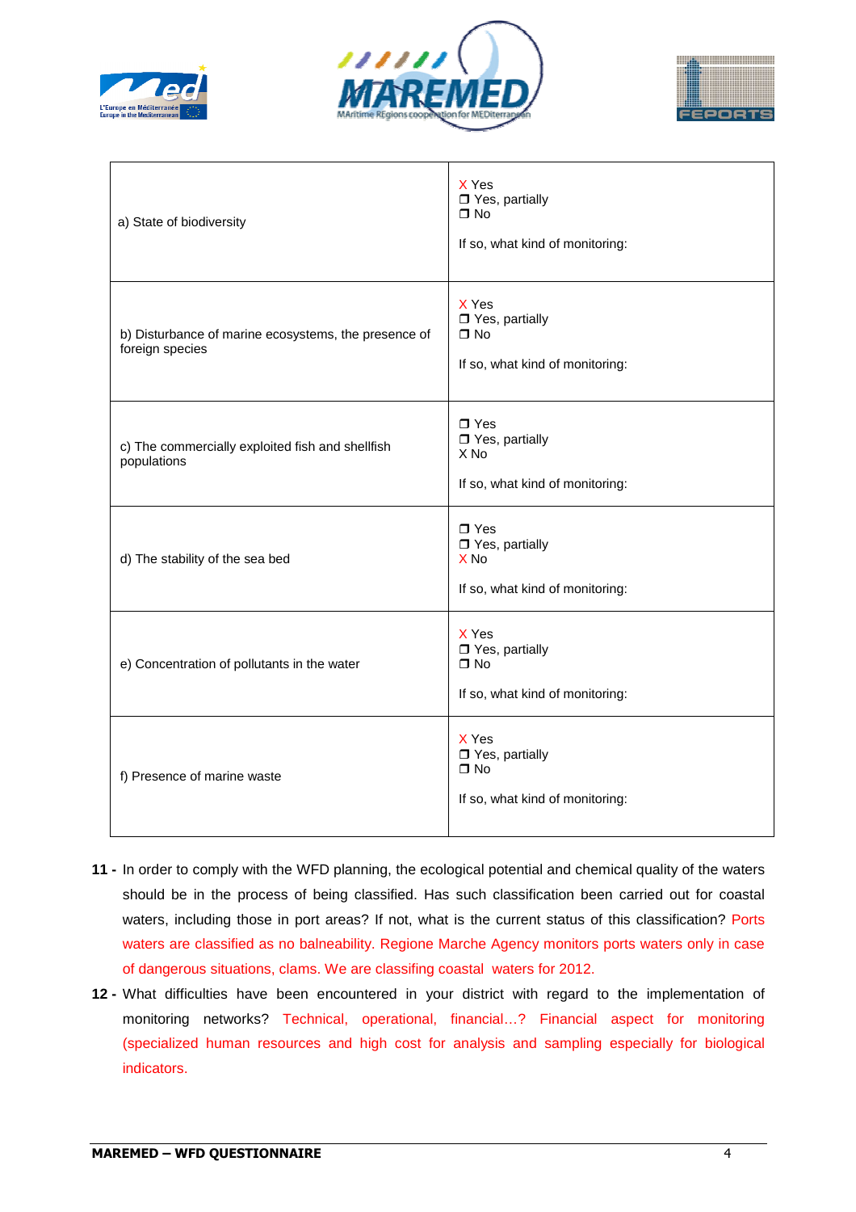| | |
|---|---|
| a) State of biodiversity | X Yes<br>❒ Yes, partially<br>❒ No<br><br>If so, what kind of monitoring: |
| b) Disturbance of marine ecosystems, the presence of foreign species | X Yes<br>❒ Yes, partially<br>❒ No<br><br>If so, what kind of monitoring: |
| c) The commercially exploited fish and shellfish populations | ❒ Yes<br>❒ Yes, partially<br>X No<br><br>If so, what kind of monitoring: |
| d) The stability of the sea bed | ❒ Yes<br>❒ Yes, partially<br>X No<br><br>If so, what kind of monitoring: |
| e) Concentration of pollutants in the water | X Yes<br>❒ Yes, partially<br>❒ No<br><br>If so, what kind of monitoring: |
| f) Presence of marine waste | X Yes<br>❒ Yes, partially<br>❒ No<br><br>If so, what kind of monitoring: |

**11 -** In order to comply with the WFD planning, the ecological potential and chemical quality of the waters should be in the process of being classified. Has such classification been carried out for coastal waters, including those in port areas? If not, what is the current status of this classification? Ports waters are classified as no balneability. Regione Marche Agency monitors ports waters only in case of dangerous situations, clams. We are classifing coastal waters for 2012.

**12 -** What difficulties have been encountered in your district with regard to the implementation of monitoring networks? Technical, operational, financial…? Financial aspect for monitoring (specialized human resources and high cost for analysis and sampling especially for biological indicators.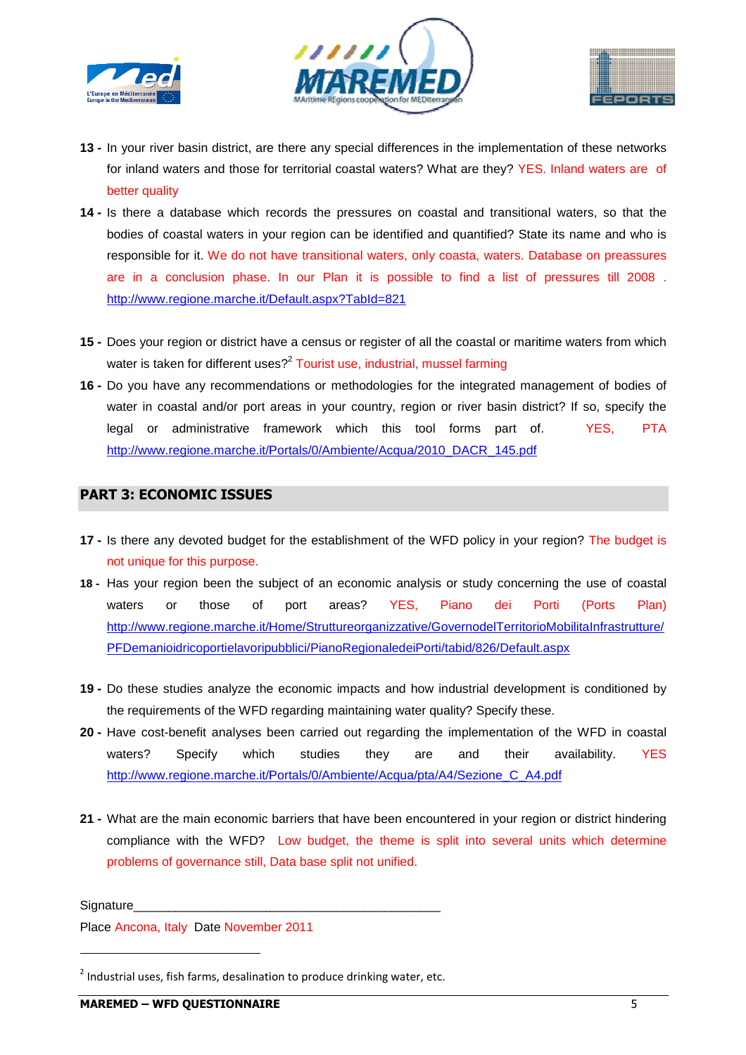13 - In your river basin district, are there any special differences in the implementation of these networks for inland waters and those for territorial coastal waters? What are they? YES. Inland waters are of better quality

14 - Is there a database which records the pressures on coastal and transitional waters, so that the bodies of coastal waters in your region can be identified and quantified? State its name and who is responsible for it. We do not have transitional waters, only coasta, waters. Database on preassures are in a conclusion phase. In our Plan it is possible to find a list of pressures till 2008 . http://www.regione.marche.it/Default.aspx?TabId=821

15 - Does your region or district have a census or register of all the coastal or maritime waters from which water is taken for different uses?[2] Tourist use, industrial, mussel farming

16 - Do you have any recommendations or methodologies for the integrated management of bodies of water in coastal and/or port areas in your country, region or river basin district? If so, specify the legal or administrative framework which this tool forms part of. YES, PTA http://www.regione.marche.it/Portals/0/Ambiente/Acqua/2010_DACR_145.pdf

## PART 3: ECONOMIC ISSUES

17 - Is there any devoted budget for the establishment of the WFD policy in your region? The budget is not unique for this purpose.

18 - Has your region been the subject of an economic analysis or study concerning the use of coastal waters or those of port areas? YES, Piano dei Porti (Ports Plan) http://www.regione.marche.it/Home/Struttureorganizzative/GovernodelTerritorioMobilitaInfrastrutture/PFDemanioidricoportielavoripubblici/PianoRegionaledeiPorti/tabid/826/Default.aspx

19 - Do these studies analyze the economic impacts and how industrial development is conditioned by the requirements of the WFD regarding maintaining water quality? Specify these.

20 - Have cost-benefit analyses been carried out regarding the implementation of the WFD in coastal waters? Specify which studies they are and their availability. YES http://www.regione.marche.it/Portals/0/Ambiente/Acqua/pta/A4/Sezione_C_A4.pdf

21 - What are the main economic barriers that have been encountered in your region or district hindering compliance with the WFD? Low budget, the theme is split into several units which determine problems of governance still, Data base split not unified.

Signature_____________________________________________

Place Ancona, Italy Date November 2011

[2] Industrial uses, fish farms, desalination to produce drinking water, etc.